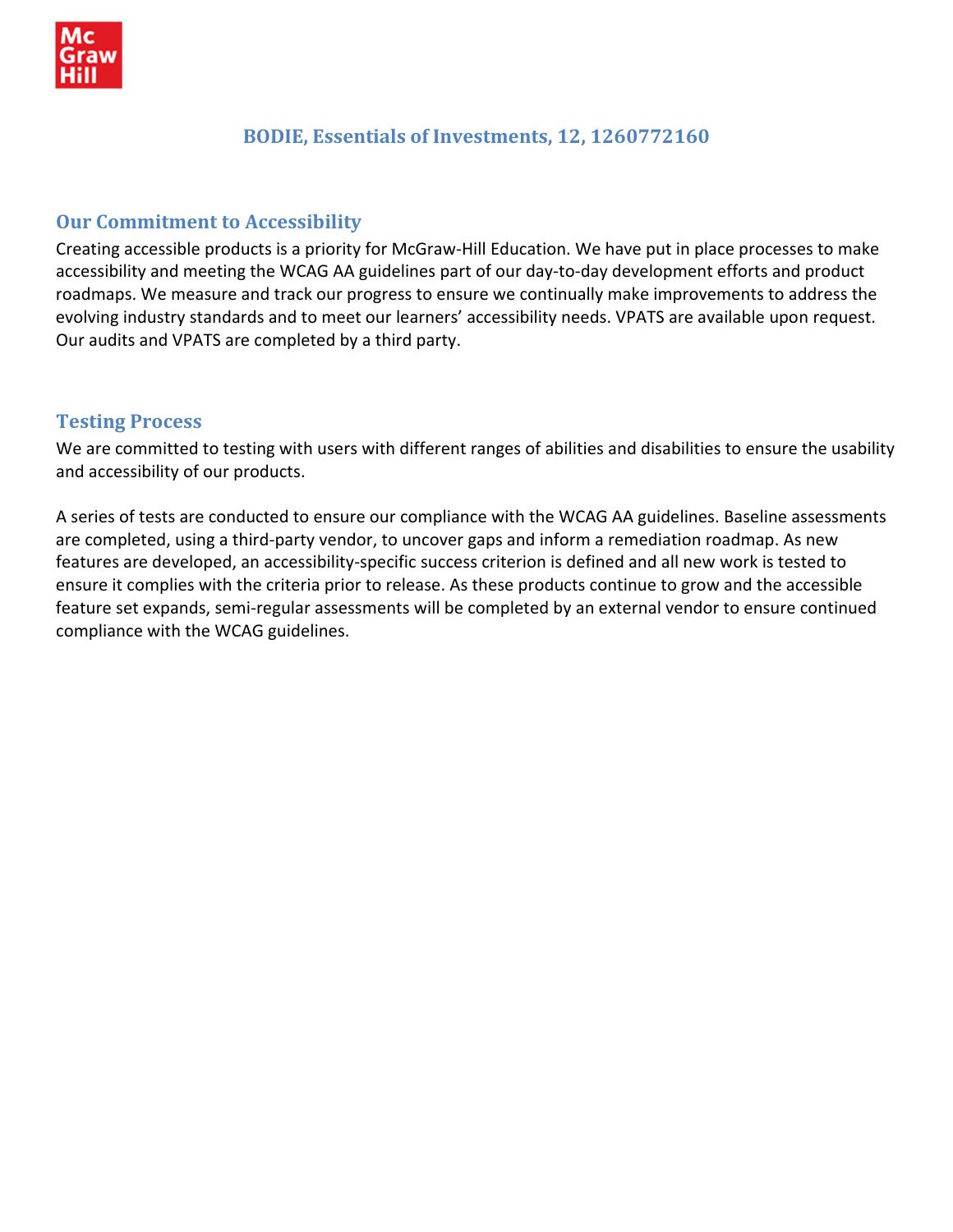# BODIE, Essentials of Investments, 12, 1260772160

## Our Commitment to Accessibility

Creating accessible products is a priority for McGraw-Hill Education. We have put in place processes to make accessibility and meeting the WCAG AA guidelines part of our day-to-day development efforts and product roadmaps. We measure and track our progress to ensure we continually make improvements to address the evolving industry standards and to meet our learners' accessibility needs. VPATS are available upon request. Our audits and VPATS are completed by a third party.

## Testing Process

We are committed to testing with users with different ranges of abilities and disabilities to ensure the usability and accessibility of our products.

A series of tests are conducted to ensure our compliance with the WCAG AA guidelines. Baseline assessments are completed, using a third-party vendor, to uncover gaps and inform a remediation roadmap. As new features are developed, an accessibility-specific success criterion is defined and all new work is tested to ensure it complies with the criteria prior to release. As these products continue to grow and the accessible feature set expands, semi-regular assessments will be completed by an external vendor to ensure continued compliance with the WCAG guidelines.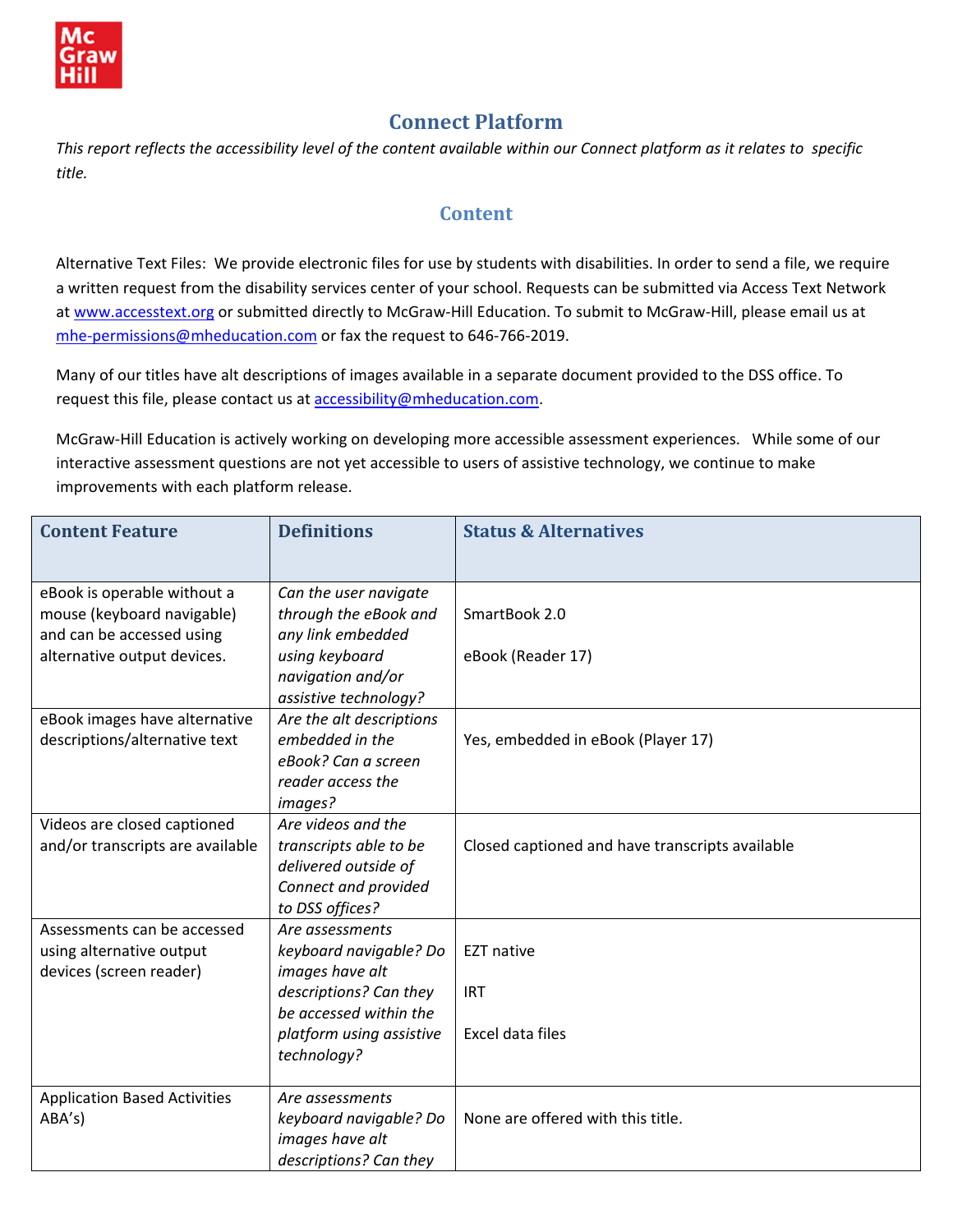# Connect Platform

*This report reflects the accessibility level of the content available within our Connect platform as it relates to specific title.*

## Content

Alternative Text Files: We provide electronic files for use by students with disabilities. In order to send a file, we require a written request from the disability services center of your school. Requests can be submitted via Access Text Network at www.accesstext.org or submitted directly to McGraw-Hill Education. To submit to McGraw-Hill, please email us at mhe-permissions@mheducation.com or fax the request to 646-766-2019.

Many of our titles have alt descriptions of images available in a separate document provided to the DSS office. To request this file, please contact us at accessibility@mheducation.com.

McGraw-Hill Education is actively working on developing more accessible assessment experiences. While some of our interactive assessment questions are not yet accessible to users of assistive technology, we continue to make improvements with each platform release.

| Content Feature | Definitions | Status & Alternatives |
|---|---|---|
| eBook is operable without a mouse (keyboard navigable) and can be accessed using alternative output devices. | *Can the user navigate through the eBook and any link embedded using keyboard navigation and/or assistive technology?* | SmartBook 2.0<br><br>eBook (Reader 17) |
| eBook images have alternative descriptions/alternative text | *Are the alt descriptions embedded in the eBook? Can a screen reader access the images?* | Yes, embedded in eBook (Player 17) |
| Videos are closed captioned and/or transcripts are available | *Are videos and the transcripts able to be delivered outside of Connect and provided to DSS offices?* | Closed captioned and have transcripts available |
| Assessments can be accessed using alternative output devices (screen reader) | *Are assessments keyboard navigable? Do images have alt descriptions? Can they be accessed within the platform using assistive technology?* | EZT native<br><br>IRT<br><br>Excel data files |
| Application Based Activities ABA's) | *Are assessments keyboard navigable? Do images have alt descriptions? Can they* | None are offered with this title. |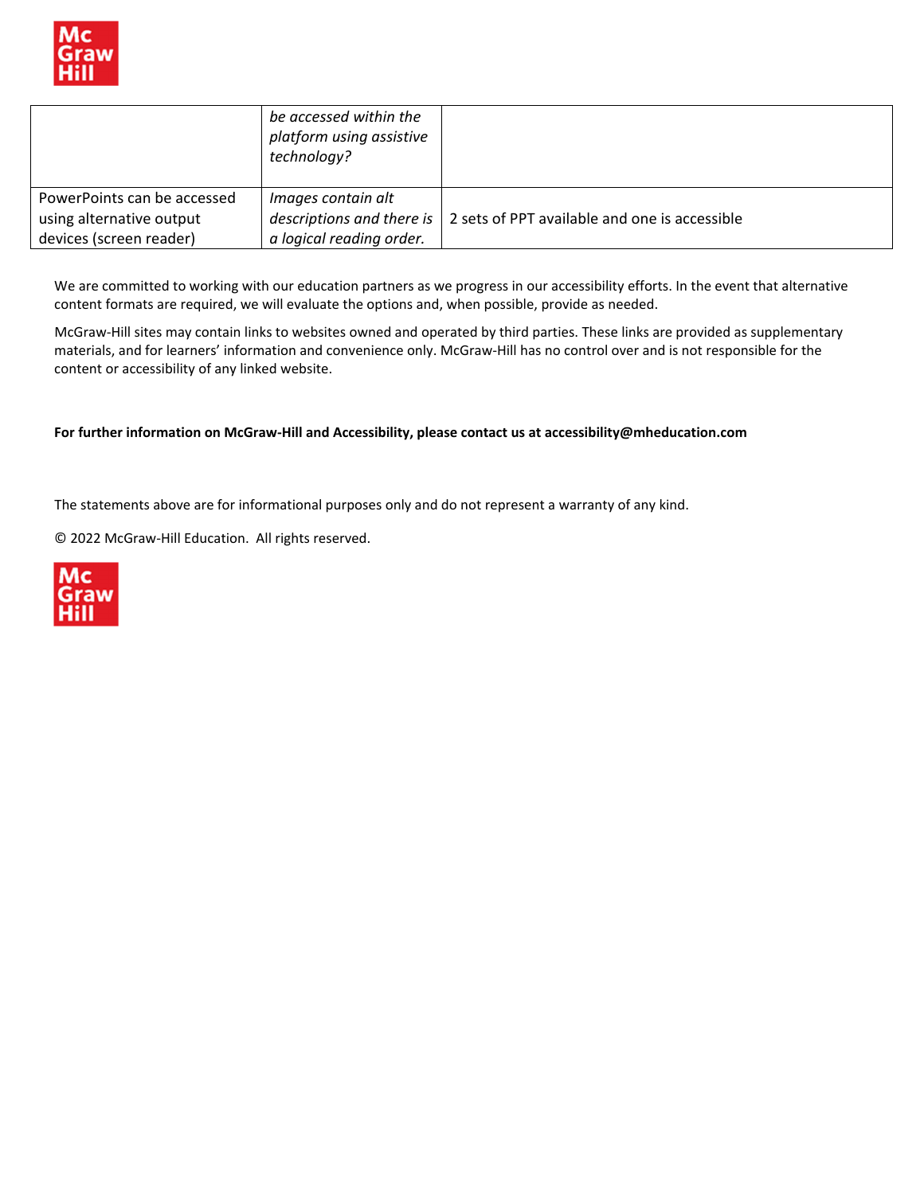| | | |
|---|---|---|
| | *be accessed within the platform using assistive technology?* | |
| PowerPoints can be accessed using alternative output devices (screen reader) | *Images contain alt descriptions and there is a logical reading order.* | 2 sets of PPT available and one is accessible |

We are committed to working with our education partners as we progress in our accessibility efforts. In the event that alternative content formats are required, we will evaluate the options and, when possible, provide as needed.

McGraw-Hill sites may contain links to websites owned and operated by third parties. These links are provided as supplementary materials, and for learners' information and convenience only. McGraw-Hill has no control over and is not responsible for the content or accessibility of any linked website.

**For further information on McGraw-Hill and Accessibility, please contact us at accessibility@mheducation.com**

The statements above are for informational purposes only and do not represent a warranty of any kind.

© 2022 McGraw-Hill Education. All rights reserved.